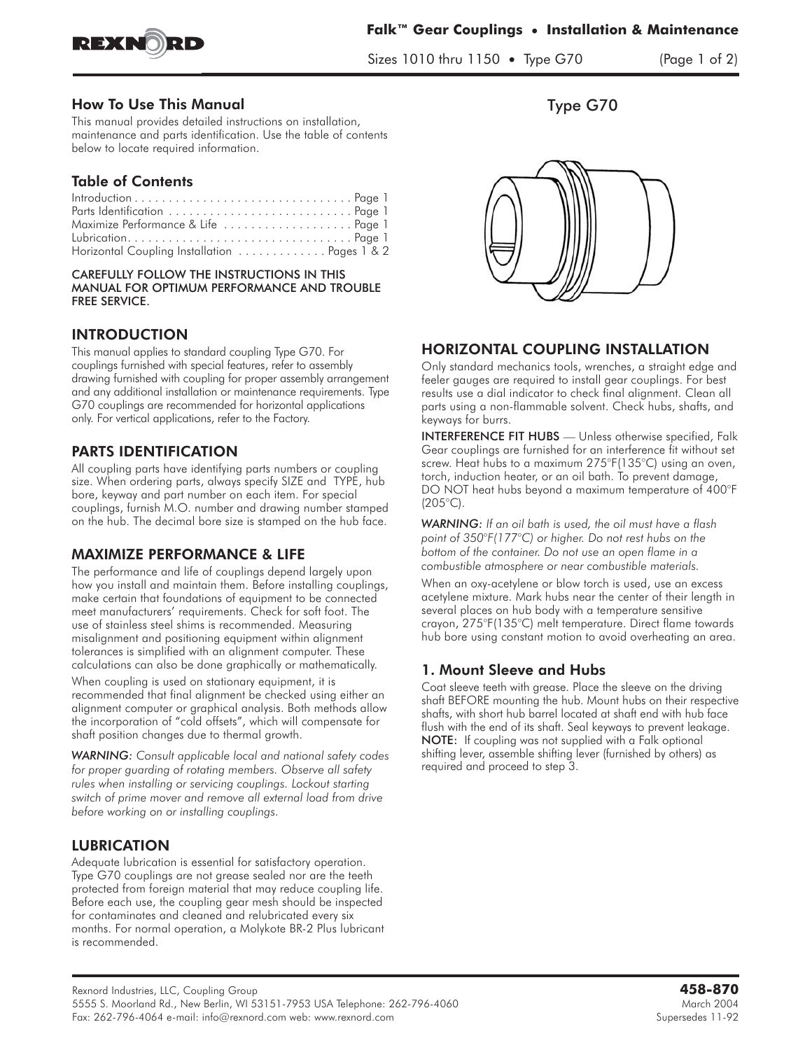# Falk™ Gear Couplings • Installation & Maintenance

Sizes 1010 thru 1150 • Type G70

## How To Use This Manual

This manual provides detailed instructions on installation, maintenance and parts identification. Use the table of contents below to locate required information.

## Table of Contents

Introduction . . . . . . . . . . . . . . . . . . . . . . . . . . . . . . . . Page 1
Parts Identification . . . . . . . . . . . . . . . . . . . . . . . . . . . Page 1
Maximize Performance & Life . . . . . . . . . . . . . . . . . . . Page 1
Lubrication. . . . . . . . . . . . . . . . . . . . . . . . . . . . . . . . . Page 1
Horizontal Coupling Installation . . . . . . . . . . . . . Pages 1 & 2

CAREFULLY FOLLOW THE INSTRUCTIONS IN THIS MANUAL FOR OPTIMUM PERFORMANCE AND TROUBLE FREE SERVICE.

## INTRODUCTION

This manual applies to standard coupling Type G70. For couplings furnished with special features, refer to assembly drawing furnished with coupling for proper assembly arrangement and any additional installation or maintenance requirements. Type G70 couplings are recommended for horizontal applications only. For vertical applications, refer to the Factory.

## PARTS IDENTIFICATION

All coupling parts have identifying parts numbers or coupling size. When ordering parts, always specify SIZE and TYPE, hub bore, keyway and part number on each item. For special couplings, furnish M.O. number and drawing number stamped on the hub. The decimal bore size is stamped on the hub face.

## MAXIMIZE PERFORMANCE & LIFE

The performance and life of couplings depend largely upon how you install and maintain them. Before installing couplings, make certain that foundations of equipment to be connected meet manufacturers' requirements. Check for soft foot. The use of stainless steel shims is recommended. Measuring misalignment and positioning equipment within alignment tolerances is simplified with an alignment computer. These calculations can also be done graphically or mathematically.

When coupling is used on stationary equipment, it is recommended that final alignment be checked using either an alignment computer or graphical analysis. Both methods allow the incorporation of "cold offsets", which will compensate for shaft position changes due to thermal growth.

*WARNING: Consult applicable local and national safety codes for proper guarding of rotating members. Observe all safety rules when installing or servicing couplings. Lockout starting switch of prime mover and remove all external load from drive before working on or installing couplings.*

## LUBRICATION

Adequate lubrication is essential for satisfactory operation. Type G70 couplings are not grease sealed nor are the teeth protected from foreign material that may reduce coupling life. Before each use, the coupling gear mesh should be inspected for contaminates and cleaned and relubricated every six months. For normal operation, a Molykote BR-2 Plus lubricant is recommended.

Type G70

## HORIZONTAL COUPLING INSTALLATION

Only standard mechanics tools, wrenches, a straight edge and feeler gauges are required to install gear couplings. For best results use a dial indicator to check final alignment. Clean all parts using a non-flammable solvent. Check hubs, shafts, and keyways for burrs.

INTERFERENCE FIT HUBS — Unless otherwise specified, Falk Gear couplings are furnished for an interference fit without set screw. Heat hubs to a maximum 275°F(135°C) using an oven, torch, induction heater, or an oil bath. To prevent damage, DO NOT heat hubs beyond a maximum temperature of 400°F (205°C).

*WARNING: If an oil bath is used, the oil must have a flash point of 350°F(177°C) or higher. Do not rest hubs on the bottom of the container. Do not use an open flame in a combustible atmosphere or near combustible materials.*

When an oxy-acetylene or blow torch is used, use an excess acetylene mixture. Mark hubs near the center of their length in several places on hub body with a temperature sensitive crayon, 275°F(135°C) melt temperature. Direct flame towards hub bore using constant motion to avoid overheating an area.

### 1. Mount Sleeve and Hubs

Coat sleeve teeth with grease. Place the sleeve on the driving shaft BEFORE mounting the hub. Mount hubs on their respective shafts, with short hub barrel located at shaft end with hub face flush with the end of its shaft. Seal keyways to prevent leakage. NOTE: If coupling was not supplied with a Falk optional shifting lever, assemble shifting lever (furnished by others) as required and proceed to step 3.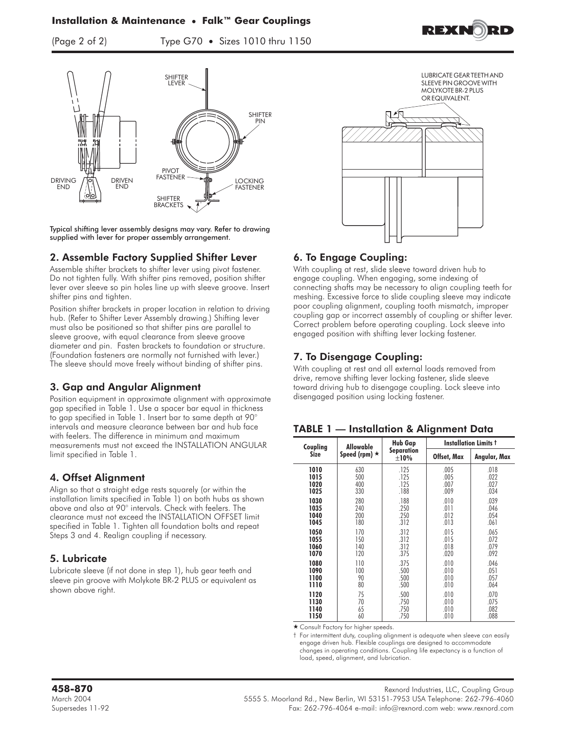SHIFTER LEVER

SHIFTER PIN

PIVOT FASTENER

LOCKING FASTENER

SHIFTER BRACKETS

DRIVING END

DRIVEN END

**Typical shifting lever assembly designs may vary. Refer to drawing supplied with lever for proper assembly arrangement.**

## 2. Assemble Factory Supplied Shifter Lever

Assemble shifter brackets to shifter lever using pivot fastener. Do not tighten fully. With shifter pins removed, position shifter lever over sleeve so pin holes line up with sleeve groove. Insert shifter pins and tighten.

Position shifter brackets in proper location in relation to driving hub. (Refer to Shifter Lever Assembly drawing.) Shifting lever must also be positioned so that shifter pins are parallel to sleeve groove, with equal clearance from sleeve groove diameter and pin. Fasten brackets to foundation or structure. (Foundation fasteners are normally not furnished with lever.) The sleeve should move freely without binding of shifter pins.

## 3. Gap and Angular Alignment

Position equipment in approximate alignment with approximate gap specified in Table 1. Use a spacer bar equal in thickness to gap specified in Table 1. Insert bar to same depth at 90° intervals and measure clearance between bar and hub face with feelers. The difference in minimum and maximum measurements must not exceed the INSTALLATION ANGULAR limit specified in Table 1.

## 4. Offset Alignment

Align so that a straight edge rests squarely (or within the installation limits specified in Table 1) on both hubs as shown above and also at 90° intervals. Check with feelers. The clearance must not exceed the INSTALLATION OFFSET limit specified in Table 1. Tighten all foundation bolts and repeat Steps 3 and 4. Realign coupling if necessary.

## 5. Lubricate

Lubricate sleeve (if not done in step 1), hub gear teeth and sleeve pin groove with Molykote BR-2 PLUS or equivalent as shown above right.

LUBRICATE GEAR TEETH AND SLEEVE PIN GROOVE WITH MOLYKOTE BR-2 PLUS OR EQUIVALENT.

## 6. To Engage Coupling:

With coupling at rest, slide sleeve toward driven hub to engage coupling. When engaging, some indexing of connecting shafts may be necessary to align coupling teeth for meshing. Excessive force to slide coupling sleeve may indicate poor coupling alignment, coupling tooth mismatch, improper coupling gap or incorrect assembly of coupling or shifter lever. Correct problem before operating coupling. Lock sleeve into engaged position with shifting lever locking fastener.

## 7. To Disengage Coupling:

With coupling at rest and all external loads removed from drive, remove shifting lever locking fastener, slide sleeve toward driving hub to disengage coupling. Lock sleeve into disengaged position using locking fastener.

## TABLE 1 — Installation & Alignment Data

| Coupling Size | Allowable Speed (rpm) ★ | Hub Gap Separation ±10% | Installation Limits † | |
|---|---|---|---|---|
| | | | Offset, Max | Angular, Max |
| **1010** | 630 | .125 | .005 | .018 |
| **1015** | 500 | .125 | .005 | .022 |
| **1020** | 400 | .125 | .007 | .027 |
| **1025** | 330 | .188 | .009 | .034 |
| **1030** | 280 | .188 | .010 | .039 |
| **1035** | 240 | .250 | .011 | .046 |
| **1040** | 200 | .250 | .012 | .054 |
| **1045** | 180 | .312 | .013 | .061 |
| **1050** | 170 | .312 | .015 | .065 |
| **1055** | 150 | .312 | .015 | .072 |
| **1060** | 140 | .312 | .018 | .079 |
| **1070** | 120 | .375 | .020 | .092 |
| **1080** | 110 | .375 | .010 | .046 |
| **1090** | 100 | .500 | .010 | .051 |
| **1100** | 90 | .500 | .010 | .057 |
| **1110** | 80 | .500 | .010 | .064 |
| **1120** | 75 | .500 | .010 | .070 |
| **1130** | 70 | .750 | .010 | .075 |
| **1140** | 65 | .750 | .010 | .082 |
| **1150** | 60 | .750 | .010 | .088 |

★ Consult Factory for higher speeds.

† For intermittent duty, coupling alignment is adequate when sleeve can easily engage driven hub. Flexible couplings are designed to accommodate changes in operating conditions. Coupling life expectancy is a function of load, speed, alignment, and lubrication.

**458-870**
March 2004
Supersedes 11-92

Rexnord Industries, LLC, Coupling Group
5555 S. Moorland Rd., New Berlin, WI 53151-7953 USA Telephone: 262-796-4060
Fax: 262-796-4064 e-mail: info@rexnord.com web: www.rexnord.com